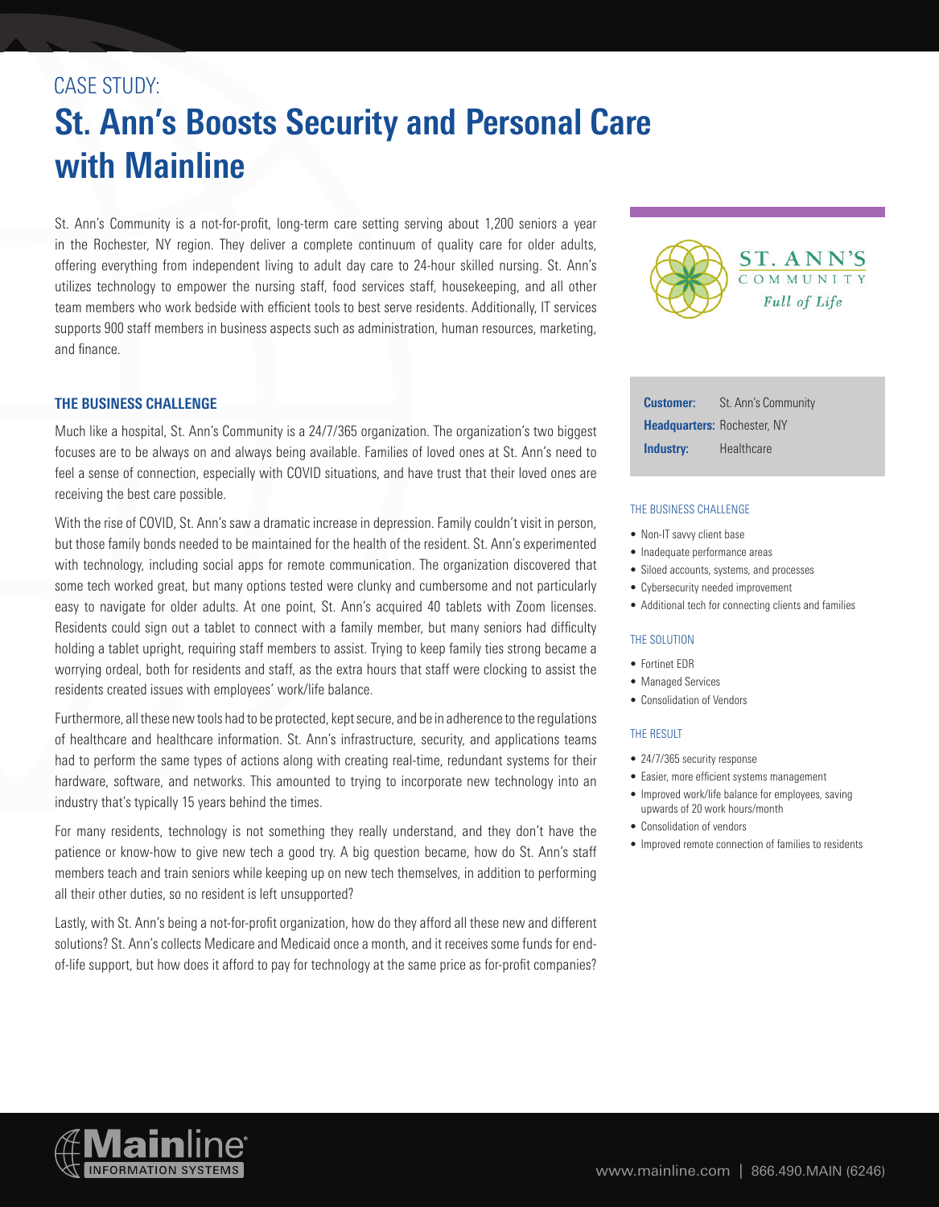CASE STUDY:

# St. Ann's Boosts Security and Personal Care with Mainline

St. Ann's Community is a not-for-profit, long-term care setting serving about 1,200 seniors a year in the Rochester, NY region. They deliver a complete continuum of quality care for older adults, offering everything from independent living to adult day care to 24-hour skilled nursing. St. Ann's utilizes technology to empower the nursing staff, food services staff, housekeeping, and all other team members who work bedside with efficient tools to best serve residents. Additionally, IT services supports 900 staff members in business aspects such as administration, human resources, marketing, and finance.

## THE BUSINESS CHALLENGE

Much like a hospital, St. Ann's Community is a 24/7/365 organization. The organization's two biggest focuses are to be always on and always being available. Families of loved ones at St. Ann's need to feel a sense of connection, especially with COVID situations, and have trust that their loved ones are receiving the best care possible.

With the rise of COVID, St. Ann's saw a dramatic increase in depression. Family couldn't visit in person, but those family bonds needed to be maintained for the health of the resident. St. Ann's experimented with technology, including social apps for remote communication. The organization discovered that some tech worked great, but many options tested were clunky and cumbersome and not particularly easy to navigate for older adults. At one point, St. Ann's acquired 40 tablets with Zoom licenses. Residents could sign out a tablet to connect with a family member, but many seniors had difficulty holding a tablet upright, requiring staff members to assist. Trying to keep family ties strong became a worrying ordeal, both for residents and staff, as the extra hours that staff were clocking to assist the residents created issues with employees' work/life balance.

Furthermore, all these new tools had to be protected, kept secure, and be in adherence to the regulations of healthcare and healthcare information. St. Ann's infrastructure, security, and applications teams had to perform the same types of actions along with creating real-time, redundant systems for their hardware, software, and networks. This amounted to trying to incorporate new technology into an industry that's typically 15 years behind the times.

For many residents, technology is not something they really understand, and they don't have the patience or know-how to give new tech a good try. A big question became, how do St. Ann's staff members teach and train seniors while keeping up on new tech themselves, in addition to performing all their other duties, so no resident is left unsupported?

Lastly, with St. Ann's being a not-for-profit organization, how do they afford all these new and different solutions? St. Ann's collects Medicare and Medicaid once a month, and it receives some funds for end-of-life support, but how does it afford to pay for technology at the same price as for-profit companies?

ST. ANN'S COMMUNITY *Full of Life*

**Customer:** St. Ann's Community
**Headquarters:** Rochester, NY
**Industry:** Healthcare

### THE BUSINESS CHALLENGE

- Non-IT savvy client base
- Inadequate performance areas
- Siloed accounts, systems, and processes
- Cybersecurity needed improvement
- Additional tech for connecting clients and families

### THE SOLUTION

- Fortinet EDR
- Managed Services
- Consolidation of Vendors

### THE RESULT

- 24/7/365 security response
- Easier, more efficient systems management
- Improved work/life balance for employees, saving upwards of 20 work hours/month
- Consolidation of vendors
- Improved remote connection of families to residents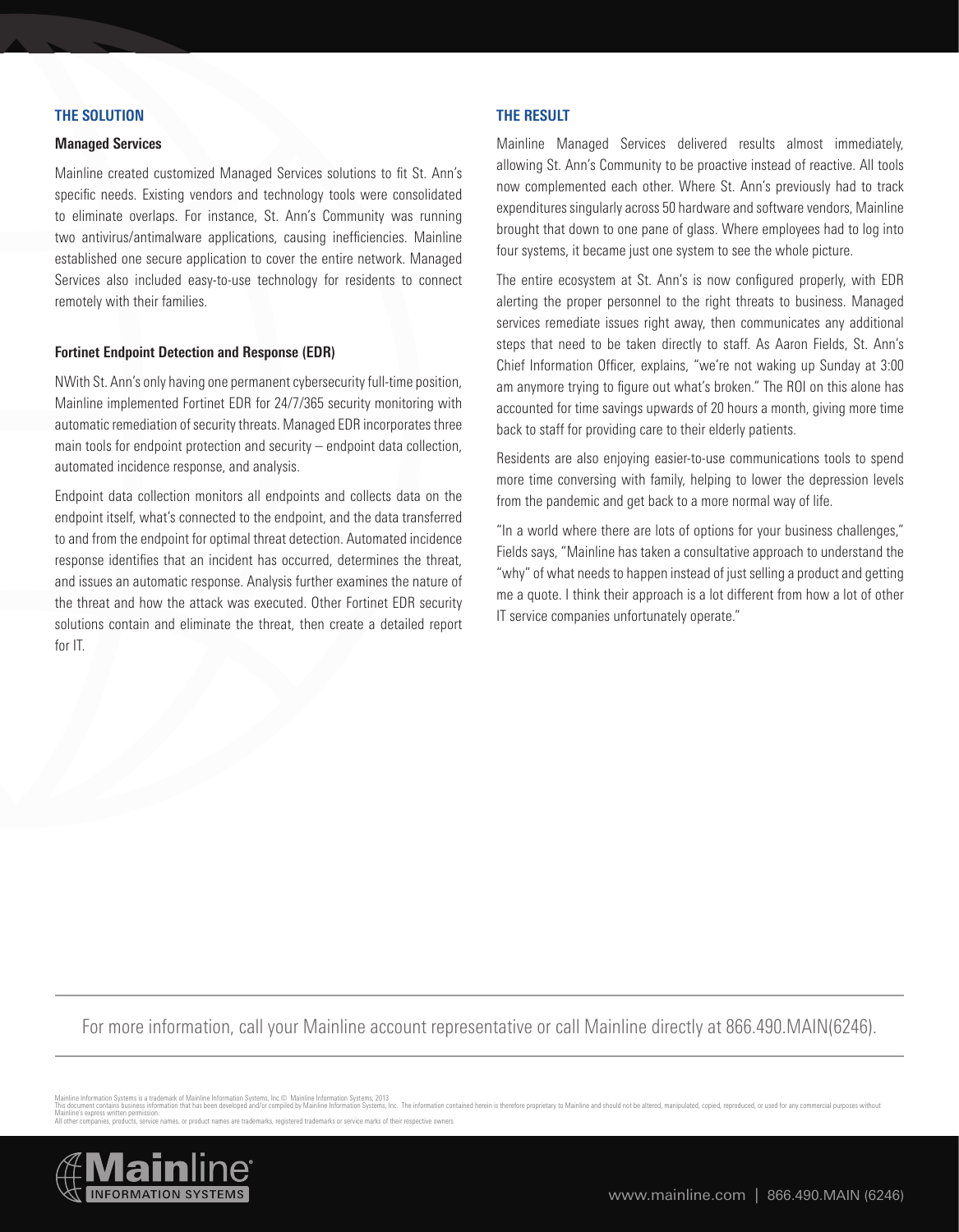## THE SOLUTION

### Managed Services

Mainline created customized Managed Services solutions to fit St. Ann's specific needs. Existing vendors and technology tools were consolidated to eliminate overlaps. For instance, St. Ann's Community was running two antivirus/antimalware applications, causing inefficiencies. Mainline established one secure application to cover the entire network. Managed Services also included easy-to-use technology for residents to connect remotely with their families.

### Fortinet Endpoint Detection and Response (EDR)

NWith St. Ann's only having one permanent cybersecurity full-time position, Mainline implemented Fortinet EDR for 24/7/365 security monitoring with automatic remediation of security threats. Managed EDR incorporates three main tools for endpoint protection and security – endpoint data collection, automated incidence response, and analysis.

Endpoint data collection monitors all endpoints and collects data on the endpoint itself, what's connected to the endpoint, and the data transferred to and from the endpoint for optimal threat detection. Automated incidence response identifies that an incident has occurred, determines the threat, and issues an automatic response. Analysis further examines the nature of the threat and how the attack was executed. Other Fortinet EDR security solutions contain and eliminate the threat, then create a detailed report for IT.

## THE RESULT

Mainline Managed Services delivered results almost immediately, allowing St. Ann's Community to be proactive instead of reactive. All tools now complemented each other. Where St. Ann's previously had to track expenditures singularly across 50 hardware and software vendors, Mainline brought that down to one pane of glass. Where employees had to log into four systems, it became just one system to see the whole picture.

The entire ecosystem at St. Ann's is now configured properly, with EDR alerting the proper personnel to the right threats to business. Managed services remediate issues right away, then communicates any additional steps that need to be taken directly to staff. As Aaron Fields, St. Ann's Chief Information Officer, explains, "we're not waking up Sunday at 3:00 am anymore trying to figure out what's broken." The ROI on this alone has accounted for time savings upwards of 20 hours a month, giving more time back to staff for providing care to their elderly patients.

Residents are also enjoying easier-to-use communications tools to spend more time conversing with family, helping to lower the depression levels from the pandemic and get back to a more normal way of life.

"In a world where there are lots of options for your business challenges," Fields says, "Mainline has taken a consultative approach to understand the "why" of what needs to happen instead of just selling a product and getting me a quote. I think their approach is a lot different from how a lot of other IT service companies unfortunately operate."

For more information, call your Mainline account representative or call Mainline directly at 866.490.MAIN(6246).

Mainline Information Systems is a trademark of Mainline Information Systems, Inc.© Mainline Information Systems, 2013
This document contains business information that has been developed and/or compiled by Mainline Information Systems, Inc. The information contained herein is therefore proprietary to Mainline and should not be altered, manipulated, copied, reproduced, or used for any commercial purposes without Mainline's express written permission.
All other companies, products, service names, or product names are trademarks, registered trademarks or service marks of their respective owners.

Mainline INFORMATION SYSTEMS

www.mainline.com | 866.490.MAIN (6246)